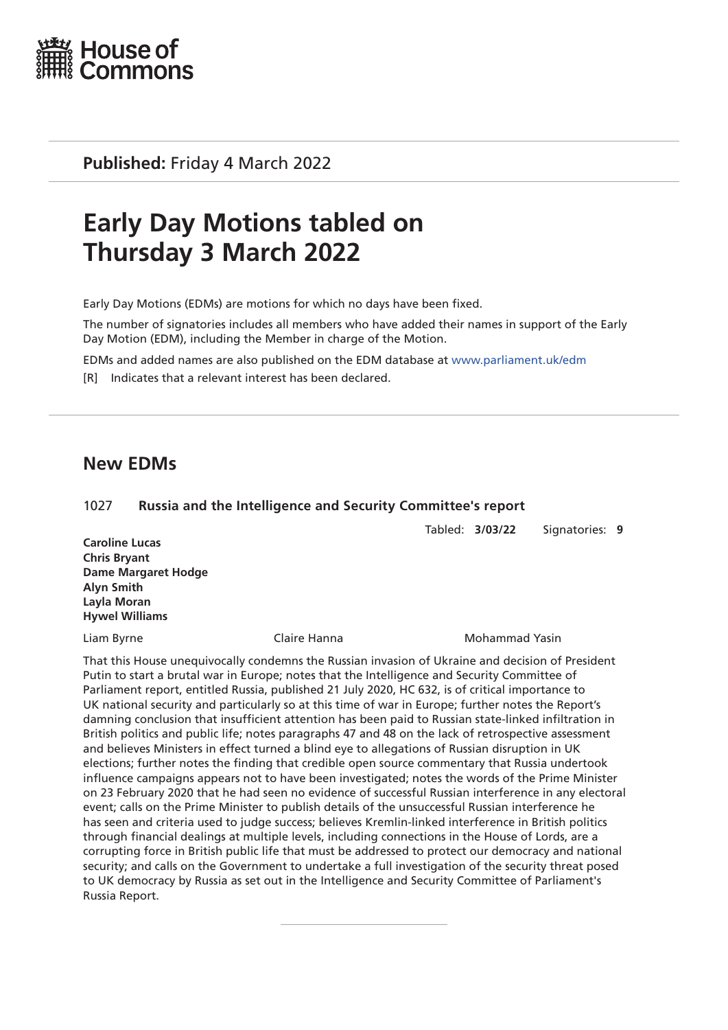**Published:** Friday 4 March 2022

# Early Day Motions tabled on Thursday 3 March 2022

Early Day Motions (EDMs) are motions for which no days have been fixed.

The number of signatories includes all members who have added their names in support of the Early Day Motion (EDM), including the Member in charge of the Motion.

EDMs and added names are also published on the EDM database at www.parliament.uk/edm

[R] Indicates that a relevant interest has been declared.

## New EDMs

1027 **Russia and the Intelligence and Security Committee's report**

Tabled: **3/03/22** Signatories: **9**

**Caroline Lucas**
**Chris Bryant**
**Dame Margaret Hodge**
**Alyn Smith**
**Layla Moran**
**Hywel Williams**

Liam Byrne
Claire Hanna
Mohammad Yasin

That this House unequivocally condemns the Russian invasion of Ukraine and decision of President Putin to start a brutal war in Europe; notes that the Intelligence and Security Committee of Parliament report, entitled Russia, published 21 July 2020, HC 632, is of critical importance to UK national security and particularly so at this time of war in Europe; further notes the Report's damning conclusion that insufficient attention has been paid to Russian state-linked infiltration in British politics and public life; notes paragraphs 47 and 48 on the lack of retrospective assessment and believes Ministers in effect turned a blind eye to allegations of Russian disruption in UK elections; further notes the finding that credible open source commentary that Russia undertook influence campaigns appears not to have been investigated; notes the words of the Prime Minister on 23 February 2020 that he had seen no evidence of successful Russian interference in any electoral event; calls on the Prime Minister to publish details of the unsuccessful Russian interference he has seen and criteria used to judge success; believes Kremlin-linked interference in British politics through financial dealings at multiple levels, including connections in the House of Lords, are a corrupting force in British public life that must be addressed to protect our democracy and national security; and calls on the Government to undertake a full investigation of the security threat posed to UK democracy by Russia as set out in the Intelligence and Security Committee of Parliament's Russia Report.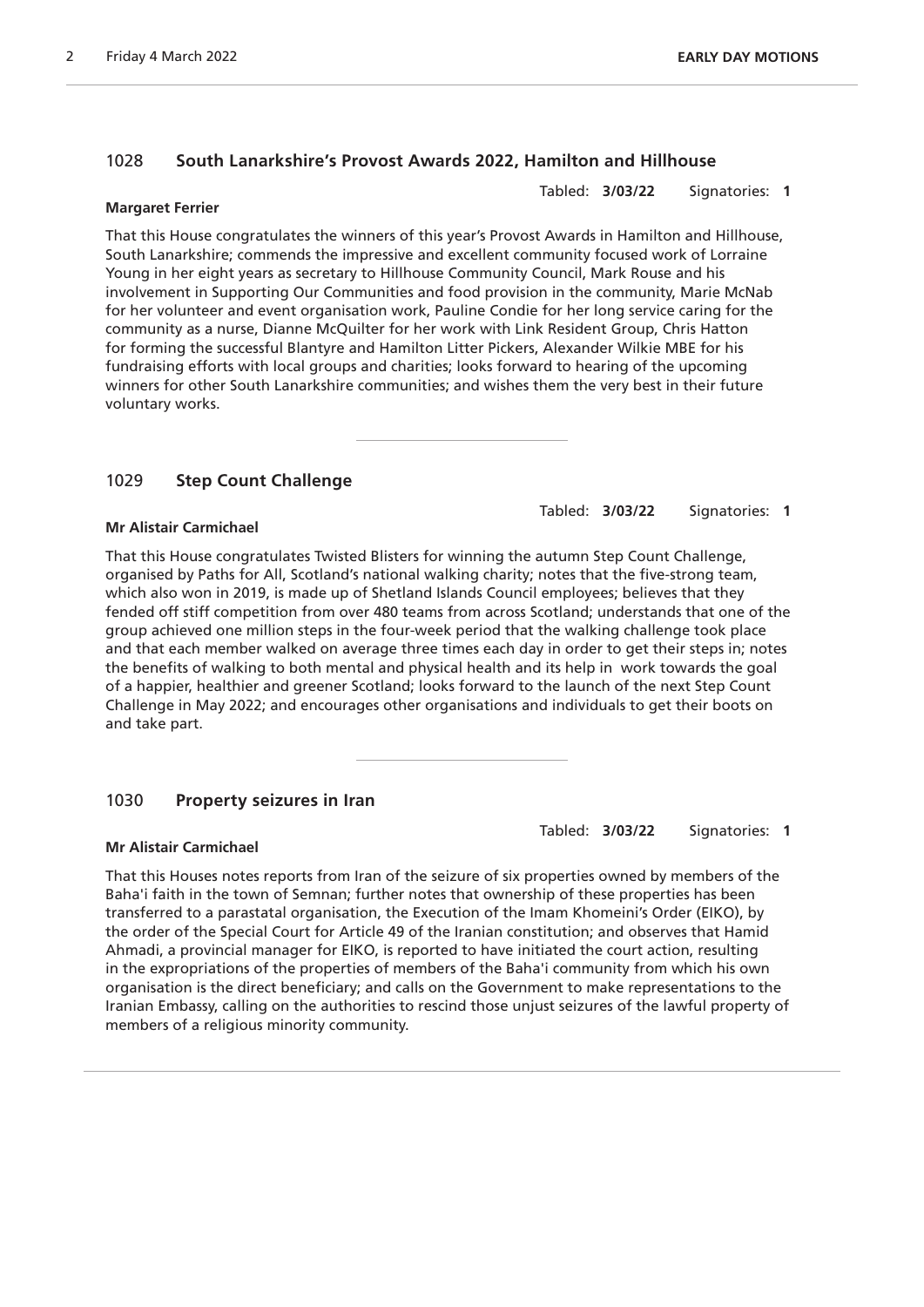## 1028 South Lanarkshire's Provost Awards 2022, Hamilton and Hillhouse

Tabled: **3/03/22** Signatories: **1**

**Margaret Ferrier**

That this House congratulates the winners of this year's Provost Awards in Hamilton and Hillhouse, South Lanarkshire; commends the impressive and excellent community focused work of Lorraine Young in her eight years as secretary to Hillhouse Community Council, Mark Rouse and his involvement in Supporting Our Communities and food provision in the community, Marie McNab for her volunteer and event organisation work, Pauline Condie for her long service caring for the community as a nurse, Dianne McQuilter for her work with Link Resident Group, Chris Hatton for forming the successful Blantyre and Hamilton Litter Pickers, Alexander Wilkie MBE for his fundraising efforts with local groups and charities; looks forward to hearing of the upcoming winners for other South Lanarkshire communities; and wishes them the very best in their future voluntary works.

## 1029 Step Count Challenge

Tabled: **3/03/22** Signatories: **1**

**Mr Alistair Carmichael**

That this House congratulates Twisted Blisters for winning the autumn Step Count Challenge, organised by Paths for All, Scotland's national walking charity; notes that the five-strong team, which also won in 2019, is made up of Shetland Islands Council employees; believes that they fended off stiff competition from over 480 teams from across Scotland; understands that one of the group achieved one million steps in the four-week period that the walking challenge took place and that each member walked on average three times each day in order to get their steps in; notes the benefits of walking to both mental and physical health and its help in work towards the goal of a happier, healthier and greener Scotland; looks forward to the launch of the next Step Count Challenge in May 2022; and encourages other organisations and individuals to get their boots on and take part.

## 1030 Property seizures in Iran

Tabled: **3/03/22** Signatories: **1**

**Mr Alistair Carmichael**

That this Houses notes reports from Iran of the seizure of six properties owned by members of the Baha'i faith in the town of Semnan; further notes that ownership of these properties has been transferred to a parastatal organisation, the Execution of the Imam Khomeini's Order (EIKO), by the order of the Special Court for Article 49 of the Iranian constitution; and observes that Hamid Ahmadi, a provincial manager for EIKO, is reported to have initiated the court action, resulting in the expropriations of the properties of members of the Baha'i community from which his own organisation is the direct beneficiary; and calls on the Government to make representations to the Iranian Embassy, calling on the authorities to rescind those unjust seizures of the lawful property of members of a religious minority community.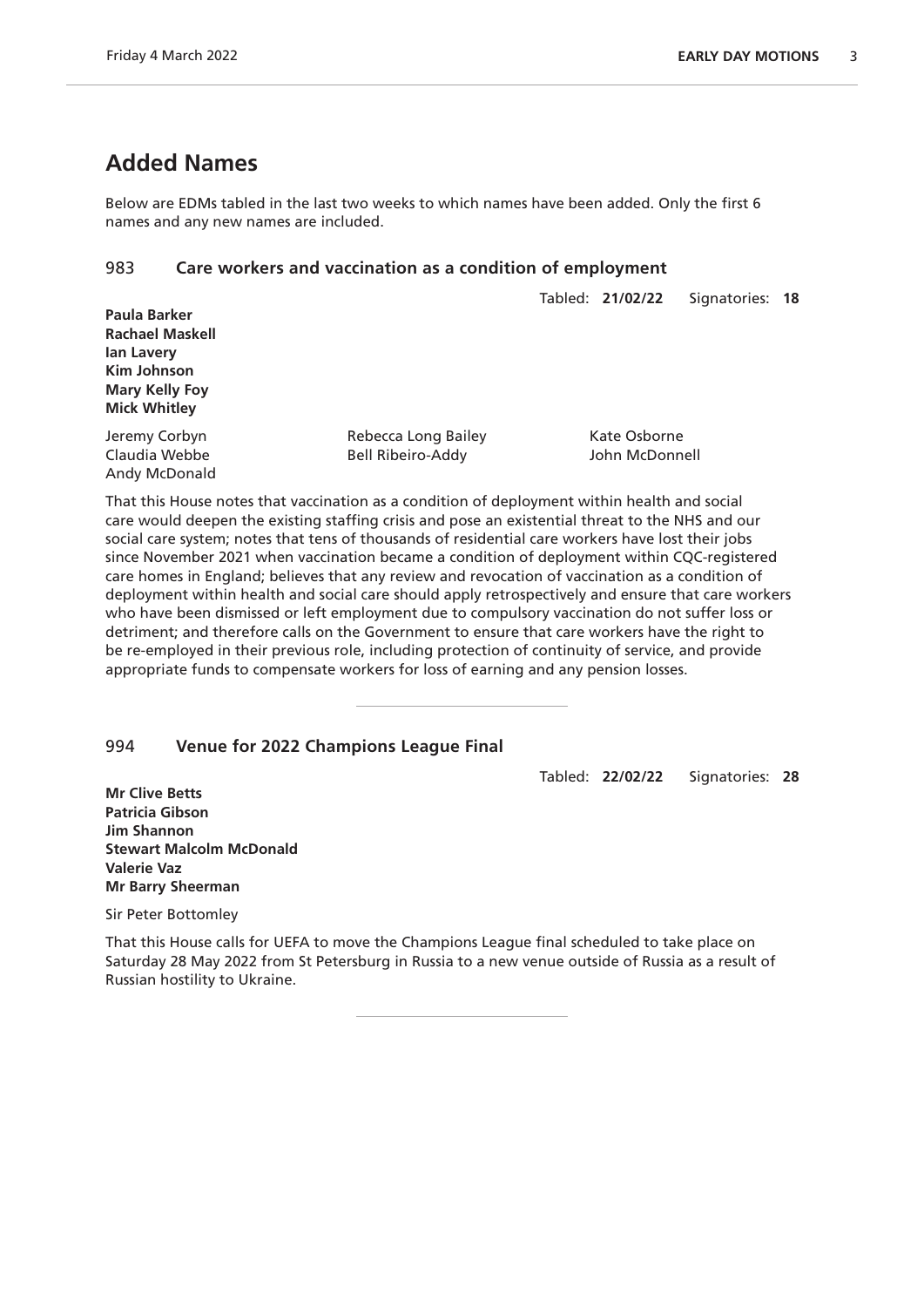## Added Names

Below are EDMs tabled in the last two weeks to which names have been added. Only the first 6 names and any new names are included.

### 983 Care workers and vaccination as a condition of employment

Tabled: **21/02/22** Signatories: **18**

**Paula Barker**
**Rachael Maskell**
**Ian Lavery**
**Kim Johnson**
**Mary Kelly Foy**
**Mick Whitley**

Jeremy Corbyn
Claudia Webbe
Andy McDonald
Rebecca Long Bailey
Bell Ribeiro-Addy
Kate Osborne
John McDonnell

That this House notes that vaccination as a condition of deployment within health and social care would deepen the existing staffing crisis and pose an existential threat to the NHS and our social care system; notes that tens of thousands of residential care workers have lost their jobs since November 2021 when vaccination became a condition of deployment within CQC-registered care homes in England; believes that any review and revocation of vaccination as a condition of deployment within health and social care should apply retrospectively and ensure that care workers who have been dismissed or left employment due to compulsory vaccination do not suffer loss or detriment; and therefore calls on the Government to ensure that care workers have the right to be re-employed in their previous role, including protection of continuity of service, and provide appropriate funds to compensate workers for loss of earning and any pension losses.

---

### 994 Venue for 2022 Champions League Final

Tabled: **22/02/22** Signatories: **28**

**Mr Clive Betts**
**Patricia Gibson**
**Jim Shannon**
**Stewart Malcolm McDonald**
**Valerie Vaz**
**Mr Barry Sheerman**

Sir Peter Bottomley

That this House calls for UEFA to move the Champions League final scheduled to take place on Saturday 28 May 2022 from St Petersburg in Russia to a new venue outside of Russia as a result of Russian hostility to Ukraine.

---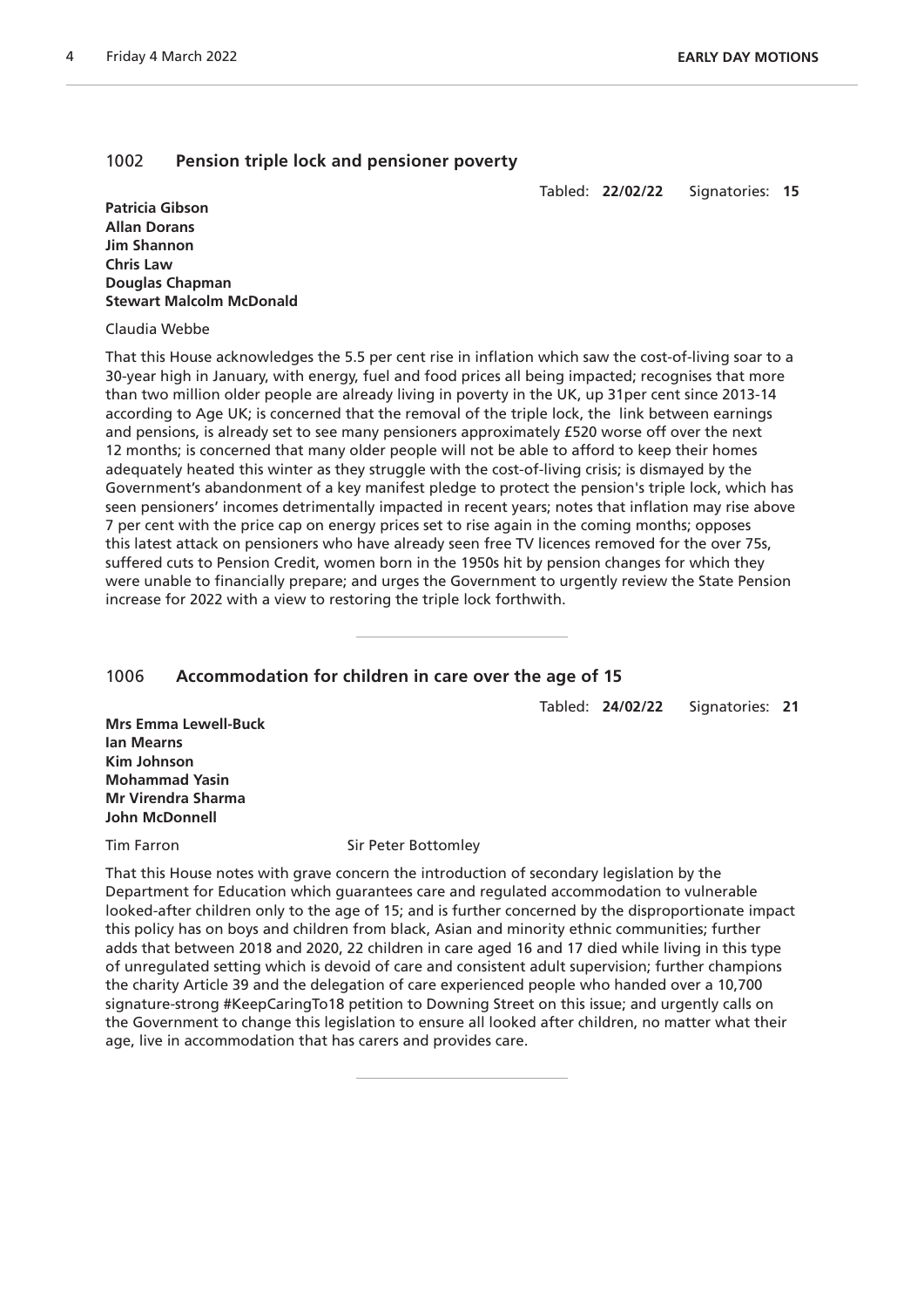## 1002 Pension triple lock and pensioner poverty

Tabled: **22/02/22** Signatories: **15**

**Patricia Gibson**
**Allan Dorans**
**Jim Shannon**
**Chris Law**
**Douglas Chapman**
**Stewart Malcolm McDonald**

Claudia Webbe

That this House acknowledges the 5.5 per cent rise in inflation which saw the cost-of-living soar to a 30-year high in January, with energy, fuel and food prices all being impacted; recognises that more than two million older people are already living in poverty in the UK, up 31per cent since 2013-14 according to Age UK; is concerned that the removal of the triple lock, the link between earnings and pensions, is already set to see many pensioners approximately £520 worse off over the next 12 months; is concerned that many older people will not be able to afford to keep their homes adequately heated this winter as they struggle with the cost-of-living crisis; is dismayed by the Government's abandonment of a key manifest pledge to protect the pension's triple lock, which has seen pensioners' incomes detrimentally impacted in recent years; notes that inflation may rise above 7 per cent with the price cap on energy prices set to rise again in the coming months; opposes this latest attack on pensioners who have already seen free TV licences removed for the over 75s, suffered cuts to Pension Credit, women born in the 1950s hit by pension changes for which they were unable to financially prepare; and urges the Government to urgently review the State Pension increase for 2022 with a view to restoring the triple lock forthwith.

---

## 1006 Accommodation for children in care over the age of 15

Tabled: **24/02/22** Signatories: **21**

**Mrs Emma Lewell-Buck**
**Ian Mearns**
**Kim Johnson**
**Mohammad Yasin**
**Mr Virendra Sharma**
**John McDonnell**

Tim Farron Sir Peter Bottomley

That this House notes with grave concern the introduction of secondary legislation by the Department for Education which guarantees care and regulated accommodation to vulnerable looked-after children only to the age of 15; and is further concerned by the disproportionate impact this policy has on boys and children from black, Asian and minority ethnic communities; further adds that between 2018 and 2020, 22 children in care aged 16 and 17 died while living in this type of unregulated setting which is devoid of care and consistent adult supervision; further champions the charity Article 39 and the delegation of care experienced people who handed over a 10,700 signature-strong #KeepCaringTo18 petition to Downing Street on this issue; and urgently calls on the Government to change this legislation to ensure all looked after children, no matter what their age, live in accommodation that has carers and provides care.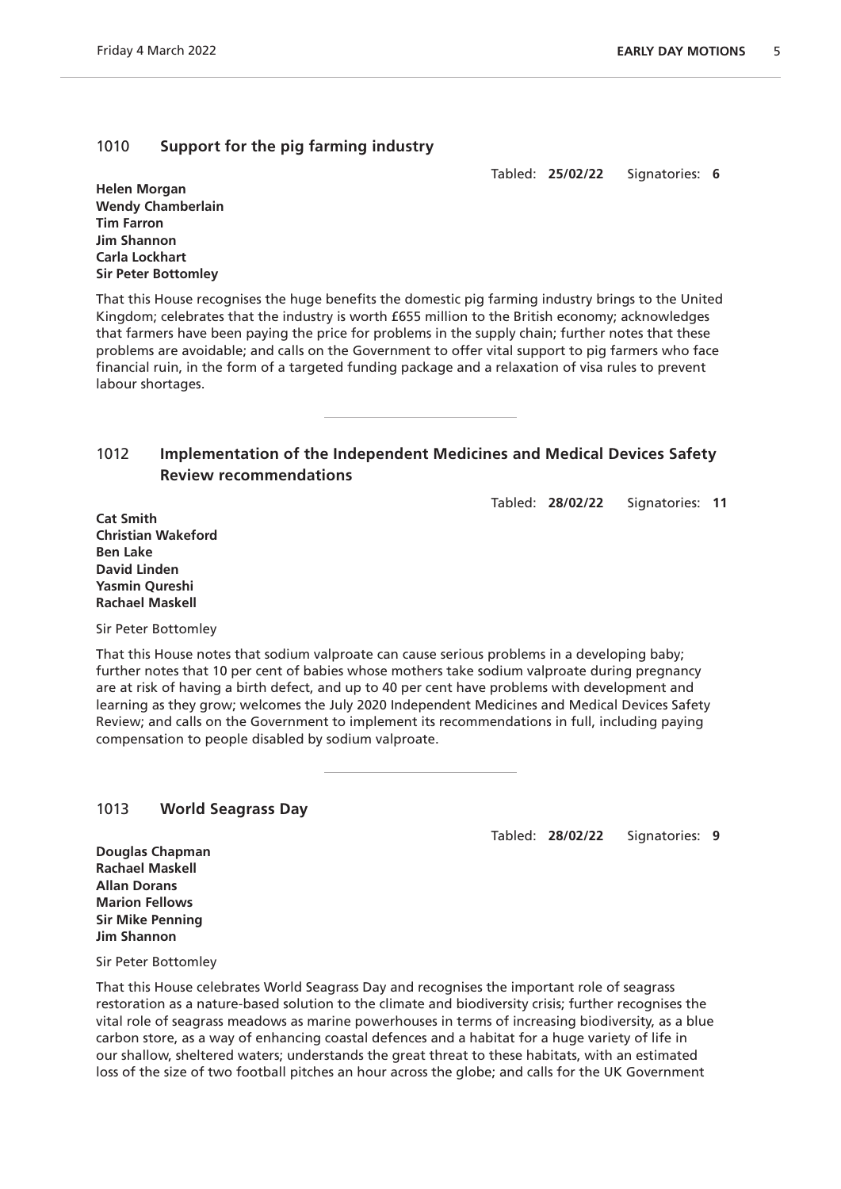## 1010 Support for the pig farming industry

Tabled: **25/02/22** Signatories: **6**

**Helen Morgan**
**Wendy Chamberlain**
**Tim Farron**
**Jim Shannon**
**Carla Lockhart**
**Sir Peter Bottomley**

That this House recognises the huge benefits the domestic pig farming industry brings to the United Kingdom; celebrates that the industry is worth £655 million to the British economy; acknowledges that farmers have been paying the price for problems in the supply chain; further notes that these problems are avoidable; and calls on the Government to offer vital support to pig farmers who face financial ruin, in the form of a targeted funding package and a relaxation of visa rules to prevent labour shortages.

---

## 1012 Implementation of the Independent Medicines and Medical Devices Safety Review recommendations

Tabled: **28/02/22** Signatories: **11**

**Cat Smith**
**Christian Wakeford**
**Ben Lake**
**David Linden**
**Yasmin Qureshi**
**Rachael Maskell**

Sir Peter Bottomley

That this House notes that sodium valproate can cause serious problems in a developing baby; further notes that 10 per cent of babies whose mothers take sodium valproate during pregnancy are at risk of having a birth defect, and up to 40 per cent have problems with development and learning as they grow; welcomes the July 2020 Independent Medicines and Medical Devices Safety Review; and calls on the Government to implement its recommendations in full, including paying compensation to people disabled by sodium valproate.

---

## 1013 World Seagrass Day

Tabled: **28/02/22** Signatories: **9**

**Douglas Chapman**
**Rachael Maskell**
**Allan Dorans**
**Marion Fellows**
**Sir Mike Penning**
**Jim Shannon**

Sir Peter Bottomley

That this House celebrates World Seagrass Day and recognises the important role of seagrass restoration as a nature-based solution to the climate and biodiversity crisis; further recognises the vital role of seagrass meadows as marine powerhouses in terms of increasing biodiversity, as a blue carbon store, as a way of enhancing coastal defences and a habitat for a huge variety of life in our shallow, sheltered waters; understands the great threat to these habitats, with an estimated loss of the size of two football pitches an hour across the globe; and calls for the UK Government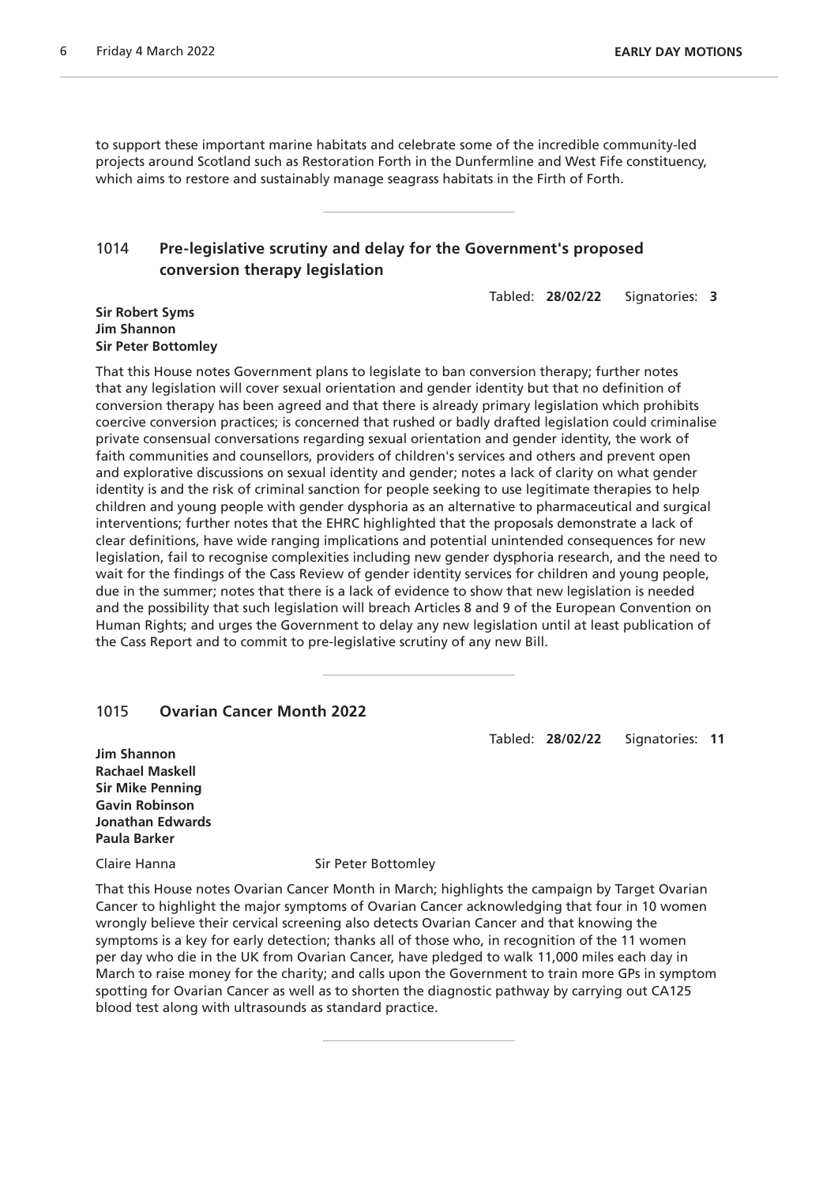to support these important marine habitats and celebrate some of the incredible community-led projects around Scotland such as Restoration Forth in the Dunfermline and West Fife constituency, which aims to restore and sustainably manage seagrass habitats in the Firth of Forth.

---

## 1014 Pre-legislative scrutiny and delay for the Government's proposed conversion therapy legislation

Tabled: **28/02/22** Signatories: **3**

**Sir Robert Syms**
**Jim Shannon**
**Sir Peter Bottomley**

That this House notes Government plans to legislate to ban conversion therapy; further notes that any legislation will cover sexual orientation and gender identity but that no definition of conversion therapy has been agreed and that there is already primary legislation which prohibits coercive conversion practices; is concerned that rushed or badly drafted legislation could criminalise private consensual conversations regarding sexual orientation and gender identity, the work of faith communities and counsellors, providers of children's services and others and prevent open and explorative discussions on sexual identity and gender; notes a lack of clarity on what gender identity is and the risk of criminal sanction for people seeking to use legitimate therapies to help children and young people with gender dysphoria as an alternative to pharmaceutical and surgical interventions; further notes that the EHRC highlighted that the proposals demonstrate a lack of clear definitions, have wide ranging implications and potential unintended consequences for new legislation, fail to recognise complexities including new gender dysphoria research, and the need to wait for the findings of the Cass Review of gender identity services for children and young people, due in the summer; notes that there is a lack of evidence to show that new legislation is needed and the possibility that such legislation will breach Articles 8 and 9 of the European Convention on Human Rights; and urges the Government to delay any new legislation until at least publication of the Cass Report and to commit to pre-legislative scrutiny of any new Bill.

---

## 1015 Ovarian Cancer Month 2022

Tabled: **28/02/22** Signatories: **11**

**Jim Shannon**
**Rachael Maskell**
**Sir Mike Penning**
**Gavin Robinson**
**Jonathan Edwards**
**Paula Barker**

Claire Hanna
Sir Peter Bottomley

That this House notes Ovarian Cancer Month in March; highlights the campaign by Target Ovarian Cancer to highlight the major symptoms of Ovarian Cancer acknowledging that four in 10 women wrongly believe their cervical screening also detects Ovarian Cancer and that knowing the symptoms is a key for early detection; thanks all of those who, in recognition of the 11 women per day who die in the UK from Ovarian Cancer, have pledged to walk 11,000 miles each day in March to raise money for the charity; and calls upon the Government to train more GPs in symptom spotting for Ovarian Cancer as well as to shorten the diagnostic pathway by carrying out CA125 blood test along with ultrasounds as standard practice.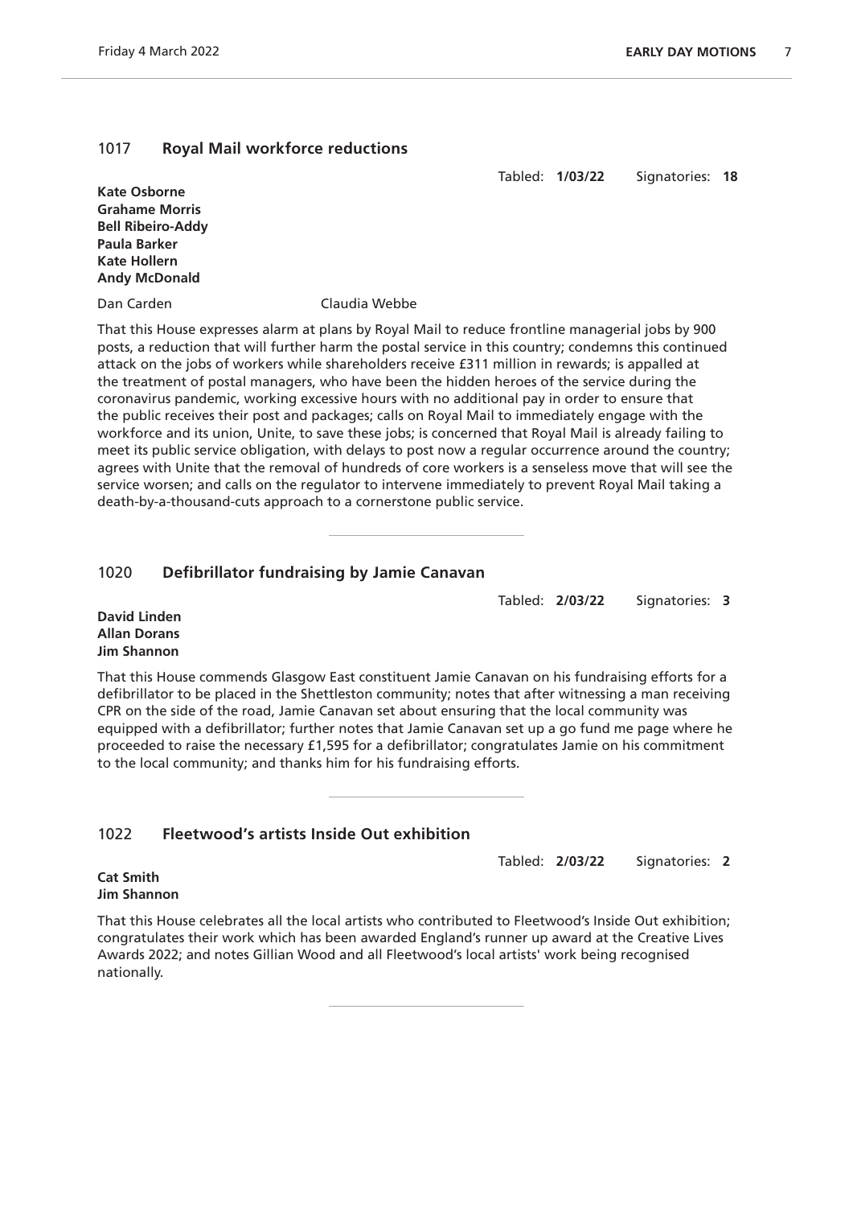## 1017 Royal Mail workforce reductions

Tabled: **1/03/22** Signatories: **18**

**Kate Osborne**
**Grahame Morris**
**Bell Ribeiro-Addy**
**Paula Barker**
**Kate Hollern**
**Andy McDonald**

Dan Carden Claudia Webbe

That this House expresses alarm at plans by Royal Mail to reduce frontline managerial jobs by 900 posts, a reduction that will further harm the postal service in this country; condemns this continued attack on the jobs of workers while shareholders receive £311 million in rewards; is appalled at the treatment of postal managers, who have been the hidden heroes of the service during the coronavirus pandemic, working excessive hours with no additional pay in order to ensure that the public receives their post and packages; calls on Royal Mail to immediately engage with the workforce and its union, Unite, to save these jobs; is concerned that Royal Mail is already failing to meet its public service obligation, with delays to post now a regular occurrence around the country; agrees with Unite that the removal of hundreds of core workers is a senseless move that will see the service worsen; and calls on the regulator to intervene immediately to prevent Royal Mail taking a death-by-a-thousand-cuts approach to a cornerstone public service.

---

## 1020 Defibrillator fundraising by Jamie Canavan

Tabled: **2/03/22** Signatories: **3**

**David Linden**
**Allan Dorans**
**Jim Shannon**

That this House commends Glasgow East constituent Jamie Canavan on his fundraising efforts for a defibrillator to be placed in the Shettleston community; notes that after witnessing a man receiving CPR on the side of the road, Jamie Canavan set about ensuring that the local community was equipped with a defibrillator; further notes that Jamie Canavan set up a go fund me page where he proceeded to raise the necessary £1,595 for a defibrillator; congratulates Jamie on his commitment to the local community; and thanks him for his fundraising efforts.

---

## 1022 Fleetwood's artists Inside Out exhibition

Tabled: **2/03/22** Signatories: **2**

**Cat Smith**
**Jim Shannon**

That this House celebrates all the local artists who contributed to Fleetwood's Inside Out exhibition; congratulates their work which has been awarded England's runner up award at the Creative Lives Awards 2022; and notes Gillian Wood and all Fleetwood's local artists' work being recognised nationally.

---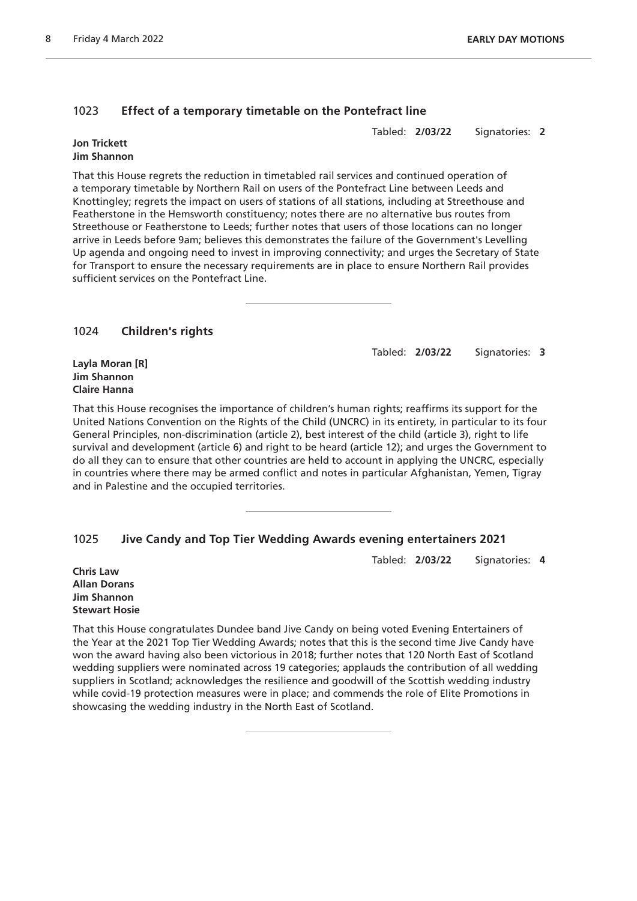## 1023 Effect of a temporary timetable on the Pontefract line

Tabled: **2/03/22** Signatories: **2**

**Jon Trickett**
**Jim Shannon**

That this House regrets the reduction in timetabled rail services and continued operation of a temporary timetable by Northern Rail on users of the Pontefract Line between Leeds and Knottingley; regrets the impact on users of stations of all stations, including at Streethouse and Featherstone in the Hemsworth constituency; notes there are no alternative bus routes from Streethouse or Featherstone to Leeds; further notes that users of those locations can no longer arrive in Leeds before 9am; believes this demonstrates the failure of the Government's Levelling Up agenda and ongoing need to invest in improving connectivity; and urges the Secretary of State for Transport to ensure the necessary requirements are in place to ensure Northern Rail provides sufficient services on the Pontefract Line.

## 1024 Children's rights

Tabled: **2/03/22** Signatories: **3**

**Layla Moran [R]**
**Jim Shannon**
**Claire Hanna**

That this House recognises the importance of children's human rights; reaffirms its support for the United Nations Convention on the Rights of the Child (UNCRC) in its entirety, in particular to its four General Principles, non-discrimination (article 2), best interest of the child (article 3), right to life survival and development (article 6) and right to be heard (article 12); and urges the Government to do all they can to ensure that other countries are held to account in applying the UNCRC, especially in countries where there may be armed conflict and notes in particular Afghanistan, Yemen, Tigray and in Palestine and the occupied territories.

## 1025 Jive Candy and Top Tier Wedding Awards evening entertainers 2021

Tabled: **2/03/22** Signatories: **4**

**Chris Law**
**Allan Dorans**
**Jim Shannon**
**Stewart Hosie**

That this House congratulates Dundee band Jive Candy on being voted Evening Entertainers of the Year at the 2021 Top Tier Wedding Awards; notes that this is the second time Jive Candy have won the award having also been victorious in 2018; further notes that 120 North East of Scotland wedding suppliers were nominated across 19 categories; applauds the contribution of all wedding suppliers in Scotland; acknowledges the resilience and goodwill of the Scottish wedding industry while covid-19 protection measures were in place; and commends the role of Elite Promotions in showcasing the wedding industry in the North East of Scotland.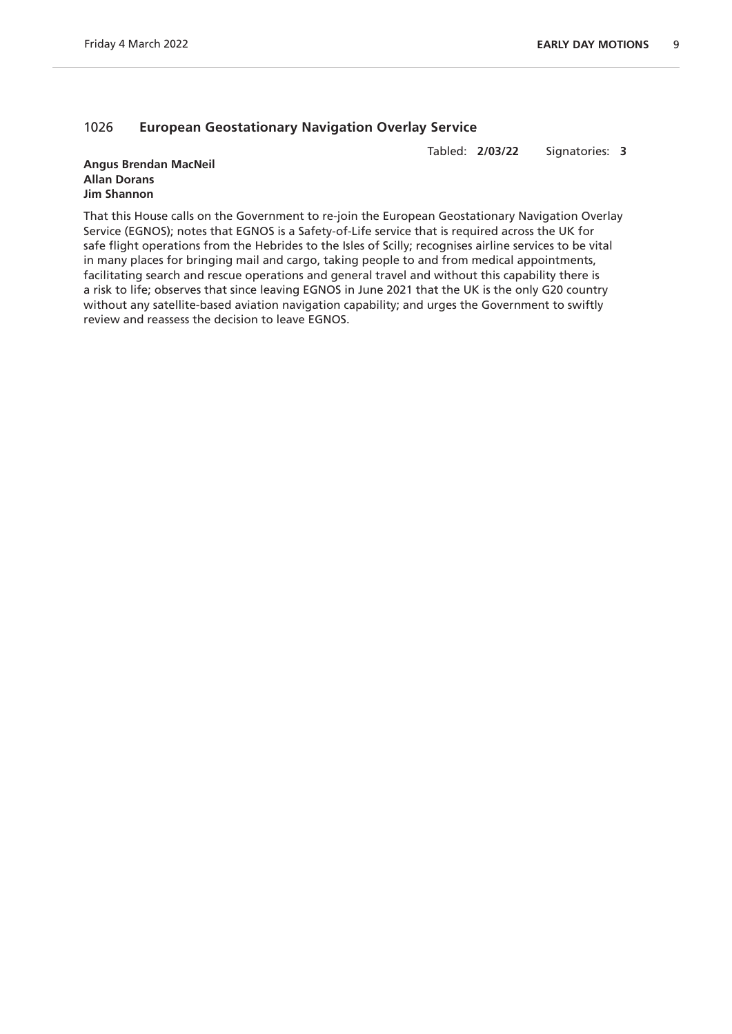## 1026 European Geostationary Navigation Overlay Service

Tabled: **2/03/22** Signatories: **3**

**Angus Brendan MacNeil**
**Allan Dorans**
**Jim Shannon**

That this House calls on the Government to re-join the European Geostationary Navigation Overlay Service (EGNOS); notes that EGNOS is a Safety-of-Life service that is required across the UK for safe flight operations from the Hebrides to the Isles of Scilly; recognises airline services to be vital in many places for bringing mail and cargo, taking people to and from medical appointments, facilitating search and rescue operations and general travel and without this capability there is a risk to life; observes that since leaving EGNOS in June 2021 that the UK is the only G20 country without any satellite-based aviation navigation capability; and urges the Government to swiftly review and reassess the decision to leave EGNOS.